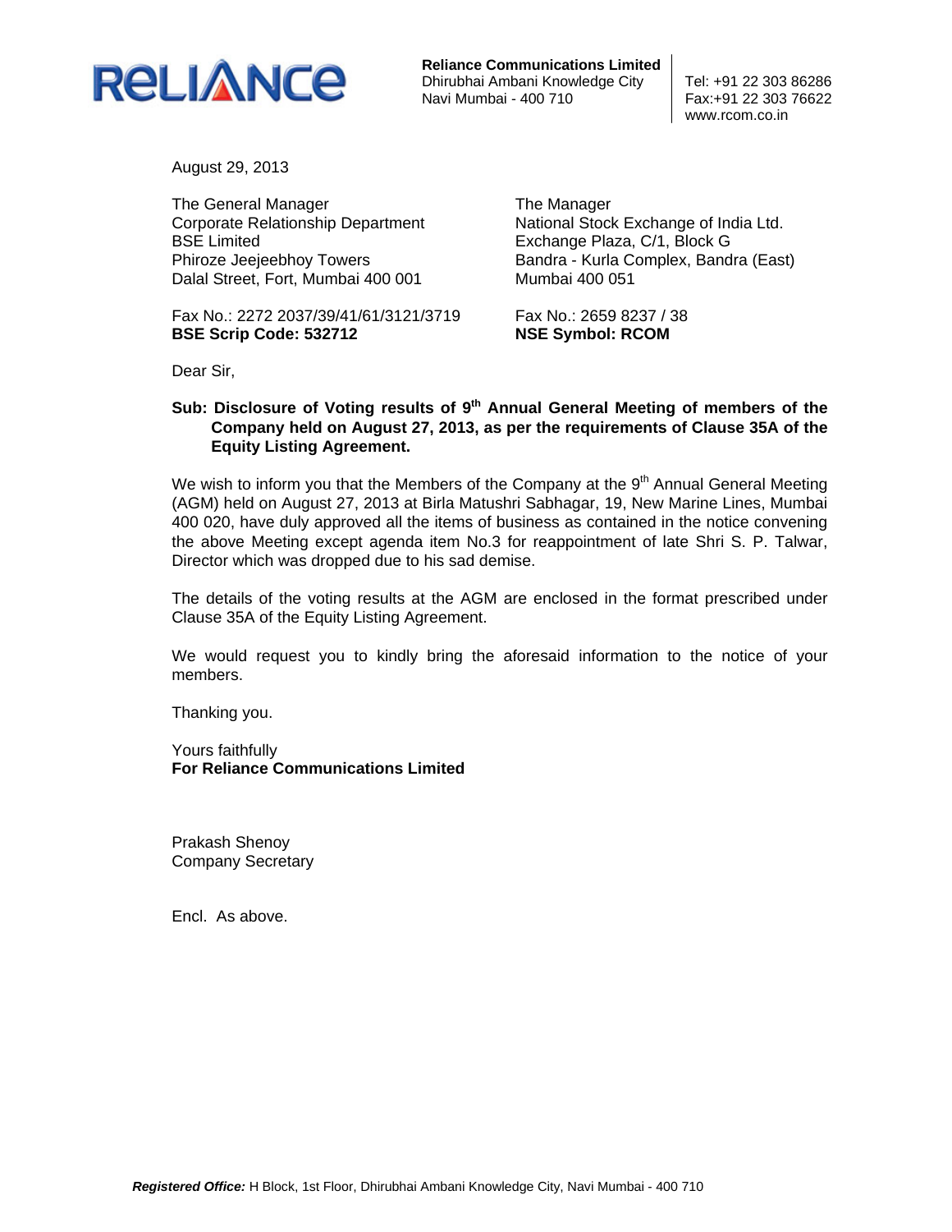**Reliance Communications Limited**
Dhirubhai Ambani Knowledge City
Navi Mumbai - 400 710

Tel: +91 22 303 86286
Fax:+91 22 303 76622
www.rcom.co.in

August 29, 2013

The General Manager
Corporate Relationship Department
BSE Limited
Phiroze Jeejeebhoy Towers
Dalal Street, Fort, Mumbai 400 001

Fax No.: 2272 2037/39/41/61/3121/3719
**BSE Scrip Code: 532712**

The Manager
National Stock Exchange of India Ltd.
Exchange Plaza, C/1, Block G
Bandra - Kurla Complex, Bandra (East)
Mumbai 400 051

Fax No.: 2659 8237 / 38
**NSE Symbol: RCOM**

Dear Sir,

**Sub: Disclosure of Voting results of 9th Annual General Meeting of members of the Company held on August 27, 2013, as per the requirements of Clause 35A of the Equity Listing Agreement.**

We wish to inform you that the Members of the Company at the 9th Annual General Meeting (AGM) held on August 27, 2013 at Birla Matushri Sabhagar, 19, New Marine Lines, Mumbai 400 020, have duly approved all the items of business as contained in the notice convening the above Meeting except agenda item No.3 for reappointment of late Shri S. P. Talwar, Director which was dropped due to his sad demise.

The details of the voting results at the AGM are enclosed in the format prescribed under Clause 35A of the Equity Listing Agreement.

We would request you to kindly bring the aforesaid information to the notice of your members.

Thanking you.

Yours faithfully
**For Reliance Communications Limited**

Prakash Shenoy
Company Secretary

Encl. As above.

***Registered Office:*** H Block, 1st Floor, Dhirubhai Ambani Knowledge City, Navi Mumbai - 400 710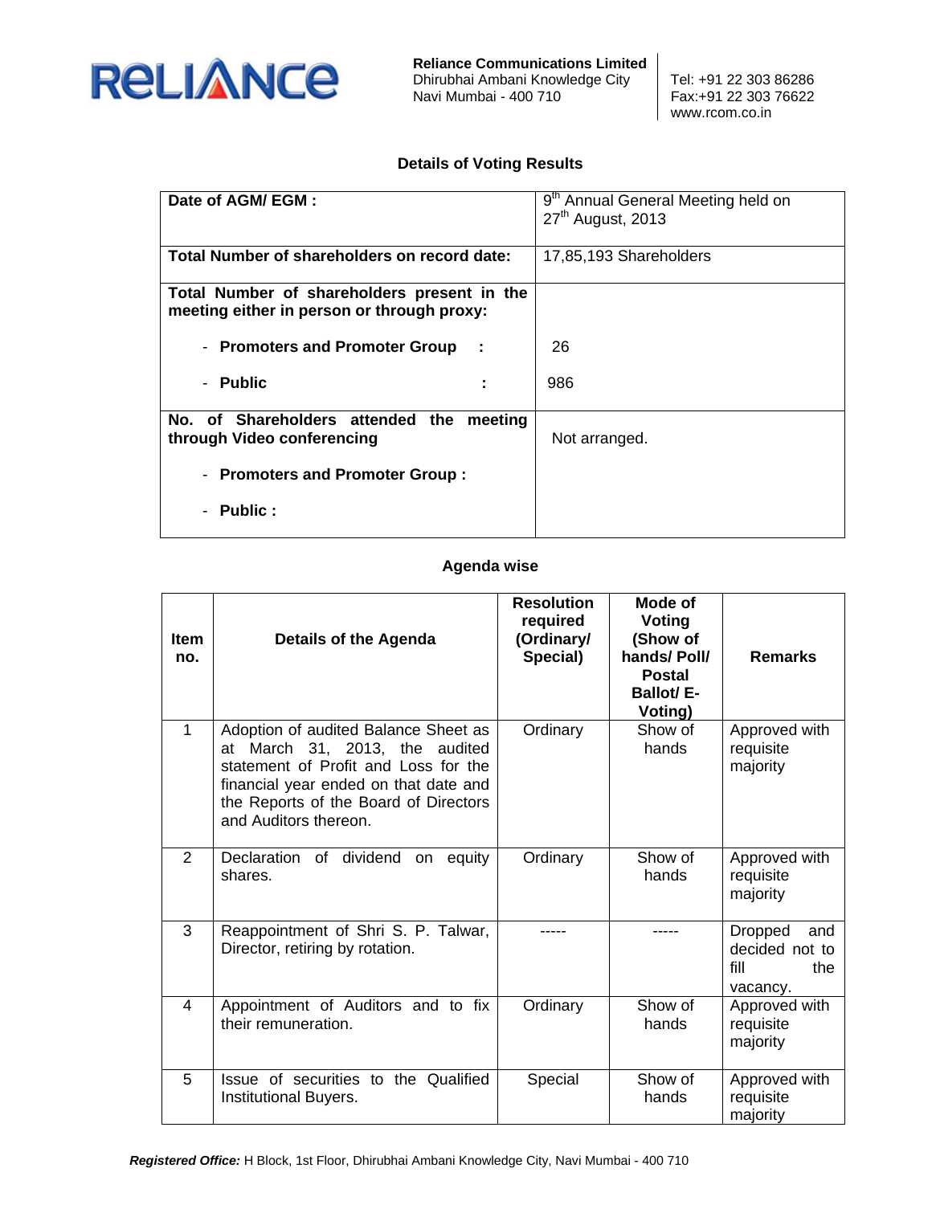**Reliance Communications Limited**
Dhirubhai Ambani Knowledge City
Navi Mumbai - 400 710

Tel: +91 22 303 86286
Fax:+91 22 303 76622
www.rcom.co.in

## Details of Voting Results

| | |
|---|---|
| **Date of AGM/ EGM :** | 9th Annual General Meeting held on 27th August, 2013 |
| **Total Number of shareholders on record date:** | 17,85,193 Shareholders |
| **Total Number of shareholders present in the meeting either in person or through proxy:** | |
| - **Promoters and Promoter Group :** | 26 |
| - **Public :** | 986 |
| **No. of Shareholders attended the meeting through Video conferencing** | Not arranged. |
| - **Promoters and Promoter Group :** | |
| - **Public :** | |

### Agenda wise

| Item no. | Details of the Agenda | Resolution required (Ordinary/ Special) | Mode of Voting (Show of hands/ Poll/ Postal Ballot/ E-Voting) | Remarks |
|---|---|---|---|---|
| 1 | Adoption of audited Balance Sheet as at March 31, 2013, the audited statement of Profit and Loss for the financial year ended on that date and the Reports of the Board of Directors and Auditors thereon. | Ordinary | Show of hands | Approved with requisite majority |
| 2 | Declaration of dividend on equity shares. | Ordinary | Show of hands | Approved with requisite majority |
| 3 | Reappointment of Shri S. P. Talwar, Director, retiring by rotation. | ----- | ----- | Dropped and decided not to fill the vacancy. |
| 4 | Appointment of Auditors and to fix their remuneration. | Ordinary | Show of hands | Approved with requisite majority |
| 5 | Issue of securities to the Qualified Institutional Buyers. | Special | Show of hands | Approved with requisite majority |

***Registered Office:*** H Block, 1st Floor, Dhirubhai Ambani Knowledge City, Navi Mumbai - 400 710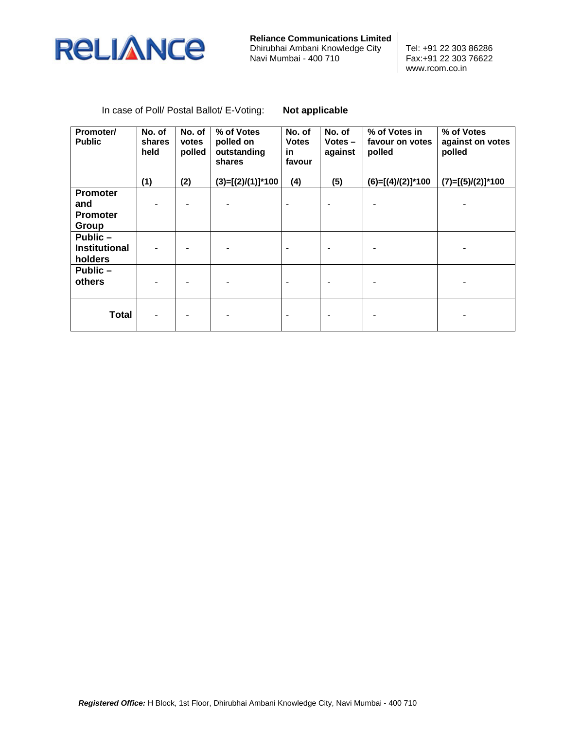In case of Poll/ Postal Ballot/ E-Voting: **Not applicable**

| Promoter/ Public | No. of shares held<br>(1) | No. of votes polled<br>(2) | % of Votes polled on outstanding shares<br>(3)=[(2)/(1)]*100 | No. of Votes in favour<br>(4) | No. of Votes – against<br>(5) | % of Votes in favour on votes polled<br>(6)=[(4)/(2)]*100 | % of Votes against on votes polled<br>(7)=[(5)/(2)]*100 |
|---|---|---|---|---|---|---|---|
| **Promoter and Promoter Group** | - | - | - | - | - | - | - |
| **Public – Institutional holders** | - | - | - | - | - | - | - |
| **Public – others** | - | - | - | - | - | - | - |
| **Total** | - | - | - | - | - | - | - |